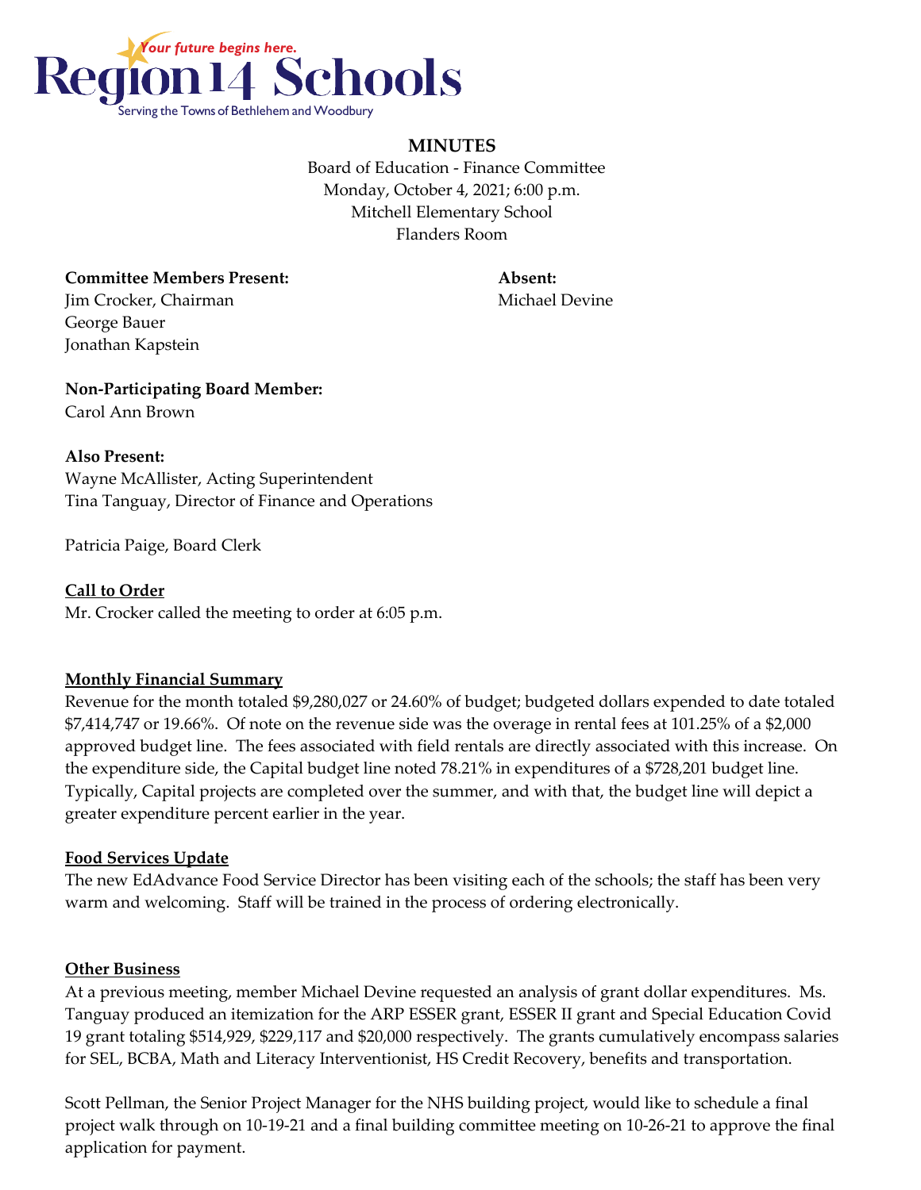Region 14 Schools

*Your future begins here.*

Serving the Towns of Bethlehem and Woodbury

**MINUTES**

Board of Education - Finance Committee
Monday, October 4, 2021; 6:00 p.m.
Mitchell Elementary School
Flanders Room

**Committee Members Present:**
Jim Crocker, Chairman
George Bauer
Jonathan Kapstein

**Absent:**
Michael Devine

**Non-Participating Board Member:**
Carol Ann Brown

**Also Present:**
Wayne McAllister, Acting Superintendent
Tina Tanguay, Director of Finance and Operations

Patricia Paige, Board Clerk

**Call to Order**

Mr. Crocker called the meeting to order at 6:05 p.m.

**Monthly Financial Summary**

Revenue for the month totaled $9,280,027 or 24.60% of budget; budgeted dollars expended to date totaled $7,414,747 or 19.66%. Of note on the revenue side was the overage in rental fees at 101.25% of a $2,000 approved budget line. The fees associated with field rentals are directly associated with this increase. On the expenditure side, the Capital budget line noted 78.21% in expenditures of a $728,201 budget line. Typically, Capital projects are completed over the summer, and with that, the budget line will depict a greater expenditure percent earlier in the year.

**Food Services Update**

The new EdAdvance Food Service Director has been visiting each of the schools; the staff has been very warm and welcoming. Staff will be trained in the process of ordering electronically.

**Other Business**

At a previous meeting, member Michael Devine requested an analysis of grant dollar expenditures. Ms. Tanguay produced an itemization for the ARP ESSER grant, ESSER II grant and Special Education Covid 19 grant totaling $514,929, $229,117 and $20,000 respectively. The grants cumulatively encompass salaries for SEL, BCBA, Math and Literacy Interventionist, HS Credit Recovery, benefits and transportation.

Scott Pellman, the Senior Project Manager for the NHS building project, would like to schedule a final project walk through on 10-19-21 and a final building committee meeting on 10-26-21 to approve the final application for payment.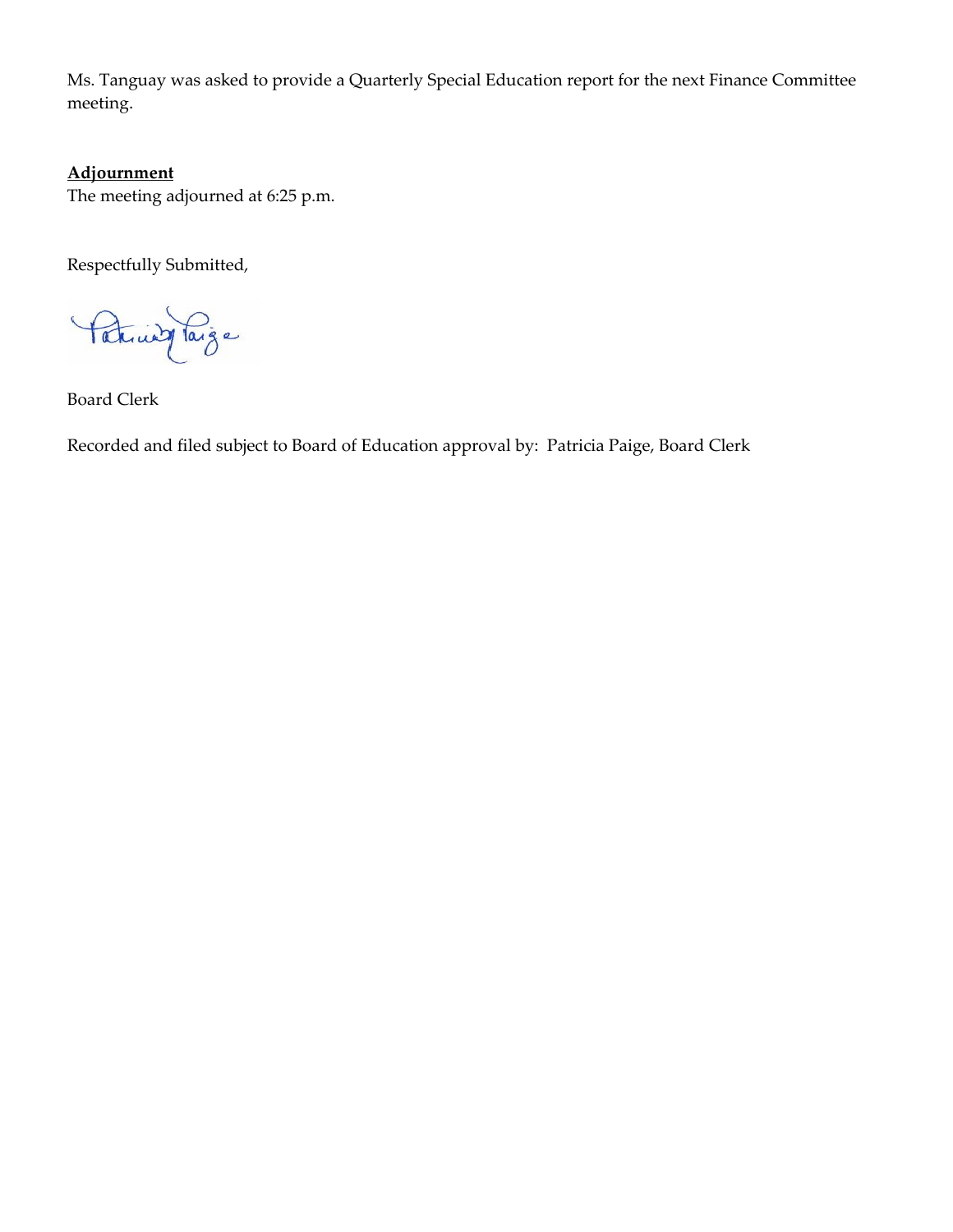Ms. Tanguay was asked to provide a Quarterly Special Education report for the next Finance Committee meeting.

**Adjournment**

The meeting adjourned at 6:25 p.m.

Respectfully Submitted,

Board Clerk

Recorded and filed subject to Board of Education approval by: Patricia Paige, Board Clerk